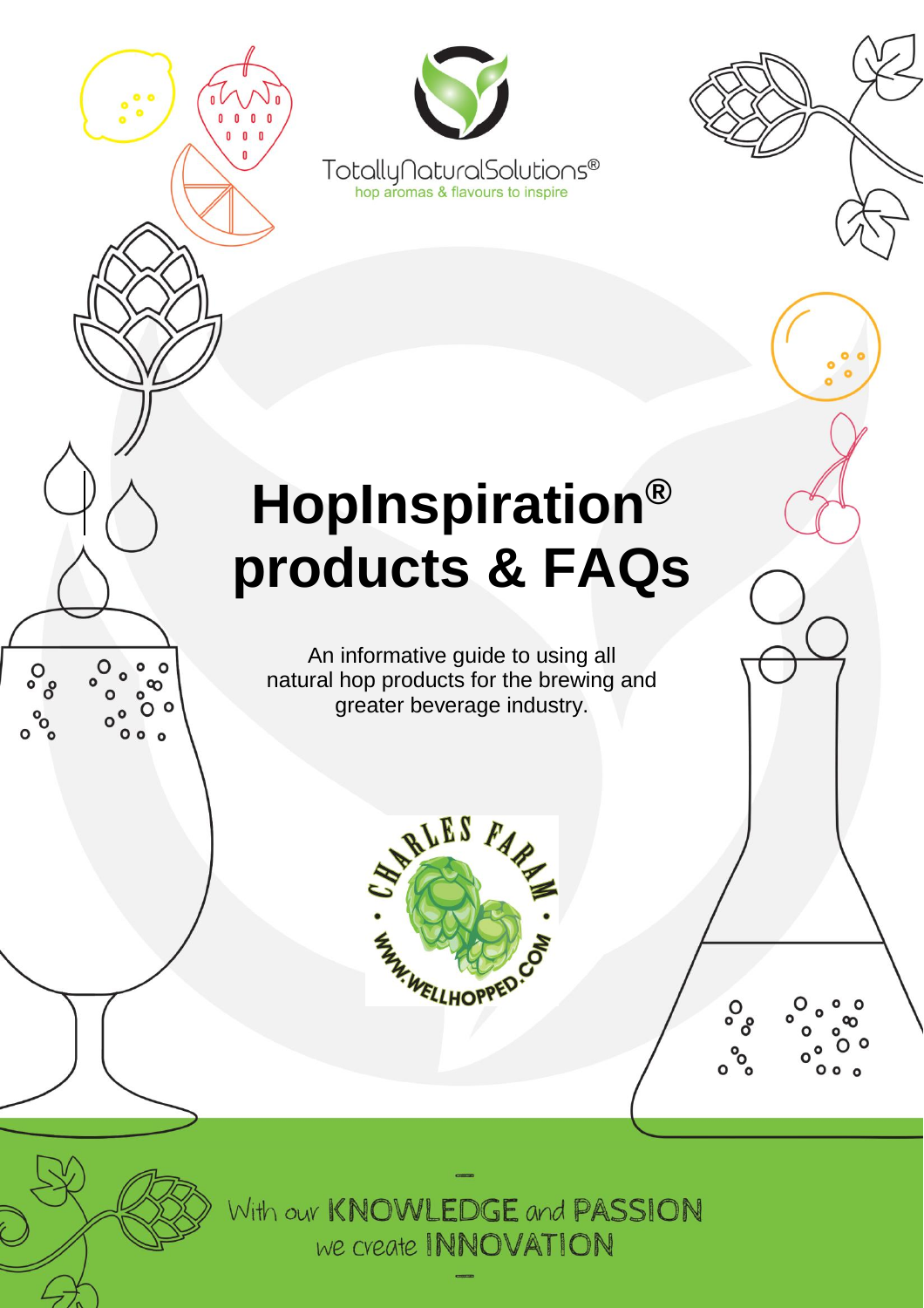TotallyNaturalSolutions®

hop aromas & flavours to inspire

# HopInspiration® products & FAQs

An informative guide to using all natural hop products for the brewing and greater beverage industry.

CHARLES FARAM • WWW.WELLHOPPED.COM •

With our KNOWLEDGE and PASSION we create INNOVATION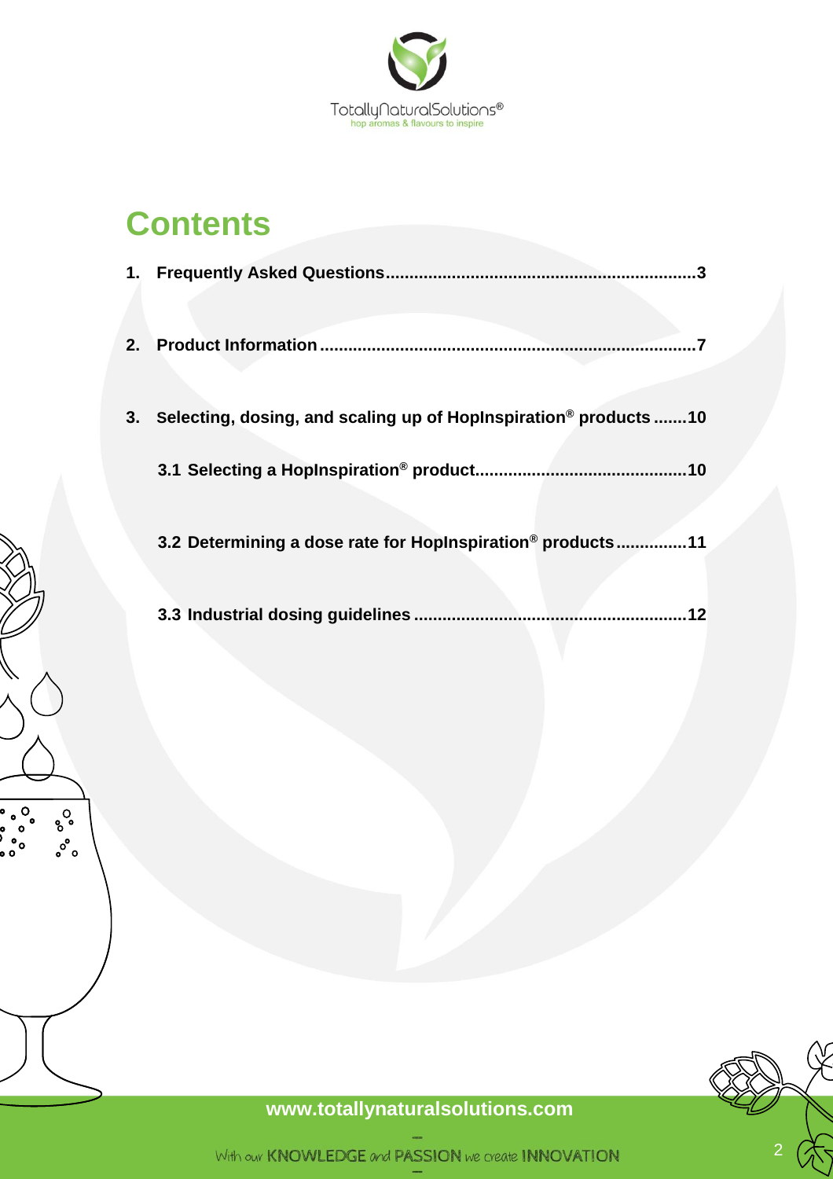# Contents

1. Frequently Asked Questions ................................................................ 3

2. Product Information ................................................................ 7

3. Selecting, dosing, and scaling up of HopInspiration® products ....... 10

   3.1 Selecting a HopInspiration® product ............................................ 10

   3.2 Determining a dose rate for HopInspiration® products ............... 11

   3.3 Industrial dosing guidelines ......................................................... 12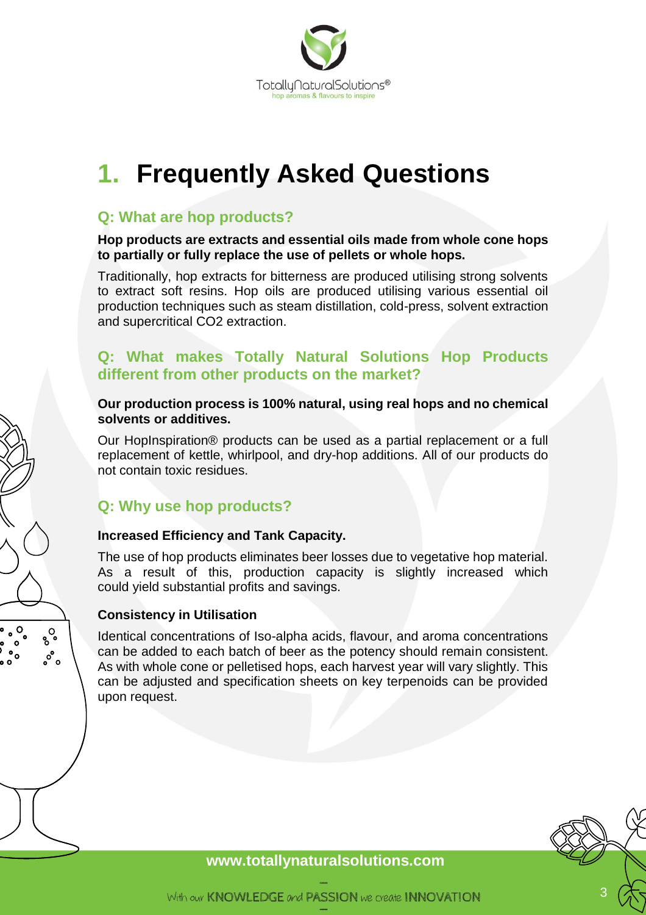# 1. Frequently Asked Questions

## Q: What are hop products?

**Hop products are extracts and essential oils made from whole cone hops to partially or fully replace the use of pellets or whole hops.**

Traditionally, hop extracts for bitterness are produced utilising strong solvents to extract soft resins. Hop oils are produced utilising various essential oil production techniques such as steam distillation, cold-press, solvent extraction and supercritical $CO_2$ extraction.

## Q: What makes Totally Natural Solutions Hop Products different from other products on the market?

**Our production process is 100% natural, using real hops and no chemical solvents or additives.**

Our HopInspiration® products can be used as a partial replacement or a full replacement of kettle, whirlpool, and dry-hop additions. All of our products do not contain toxic residues.

## Q: Why use hop products?

**Increased Efficiency and Tank Capacity.**

The use of hop products eliminates beer losses due to vegetative hop material. As a result of this, production capacity is slightly increased which could yield substantial profits and savings.

**Consistency in Utilisation**

Identical concentrations of Iso-alpha acids, flavour, and aroma concentrations can be added to each batch of beer as the potency should remain consistent. As with whole cone or pelletised hops, each harvest year will vary slightly. This can be adjusted and specification sheets on key terpenoids can be provided upon request.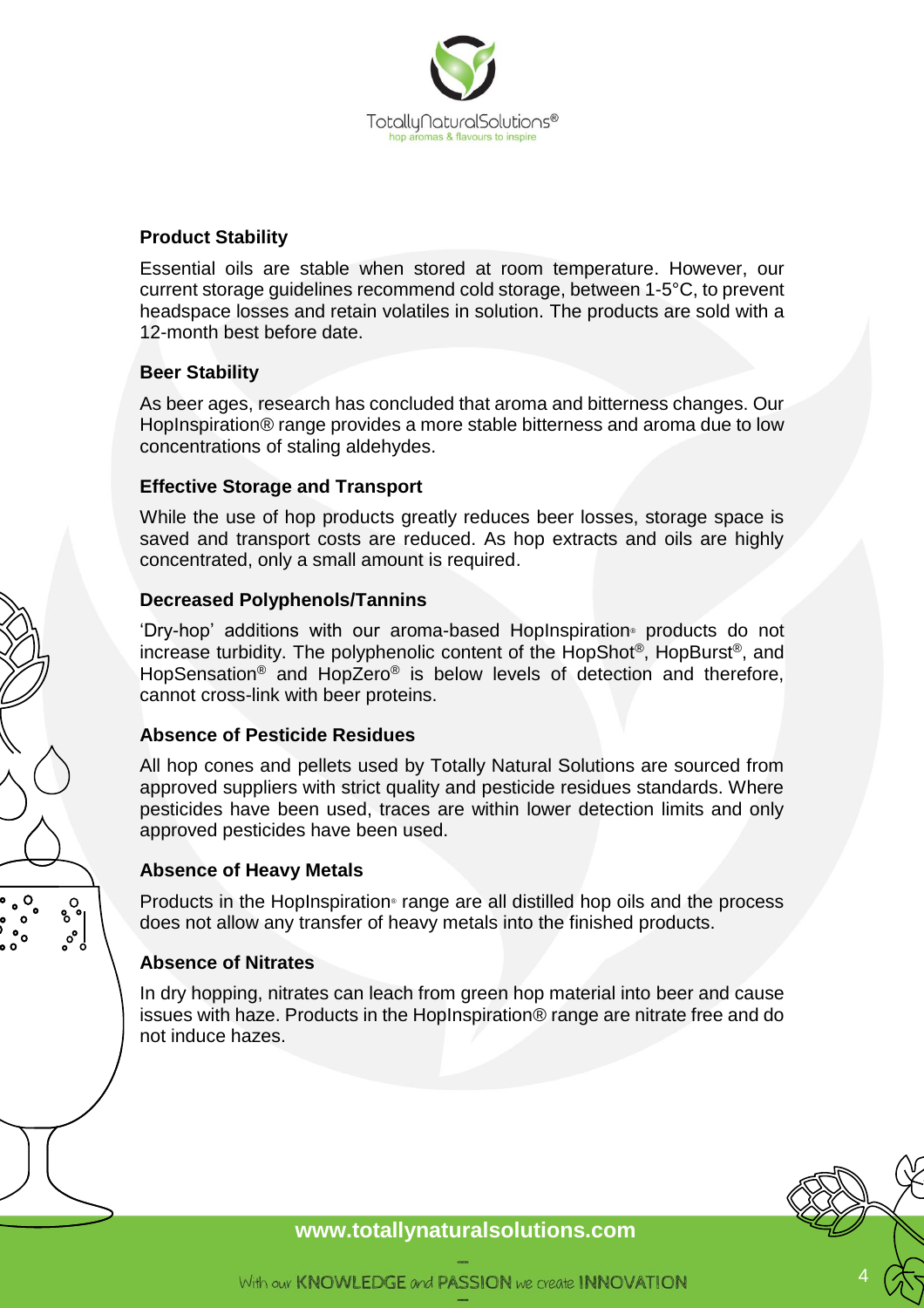## Product Stability

Essential oils are stable when stored at room temperature. However, our current storage guidelines recommend cold storage, between 1-5°C, to prevent headspace losses and retain volatiles in solution. The products are sold with a 12-month best before date.

## Beer Stability

As beer ages, research has concluded that aroma and bitterness changes. Our HopInspiration® range provides a more stable bitterness and aroma due to low concentrations of staling aldehydes.

## Effective Storage and Transport

While the use of hop products greatly reduces beer losses, storage space is saved and transport costs are reduced. As hop extracts and oils are highly concentrated, only a small amount is required.

## Decreased Polyphenols/Tannins

'Dry-hop' additions with our aroma-based HopInspiration® products do not increase turbidity. The polyphenolic content of the HopShot®, HopBurst®, and HopSensation® and HopZero® is below levels of detection and therefore, cannot cross-link with beer proteins.

## Absence of Pesticide Residues

All hop cones and pellets used by Totally Natural Solutions are sourced from approved suppliers with strict quality and pesticide residues standards. Where pesticides have been used, traces are within lower detection limits and only approved pesticides have been used.

## Absence of Heavy Metals

Products in the HopInspiration® range are all distilled hop oils and the process does not allow any transfer of heavy metals into the finished products.

## Absence of Nitrates

In dry hopping, nitrates can leach from green hop material into beer and cause issues with haze. Products in the HopInspiration® range are nitrate free and do not induce hazes.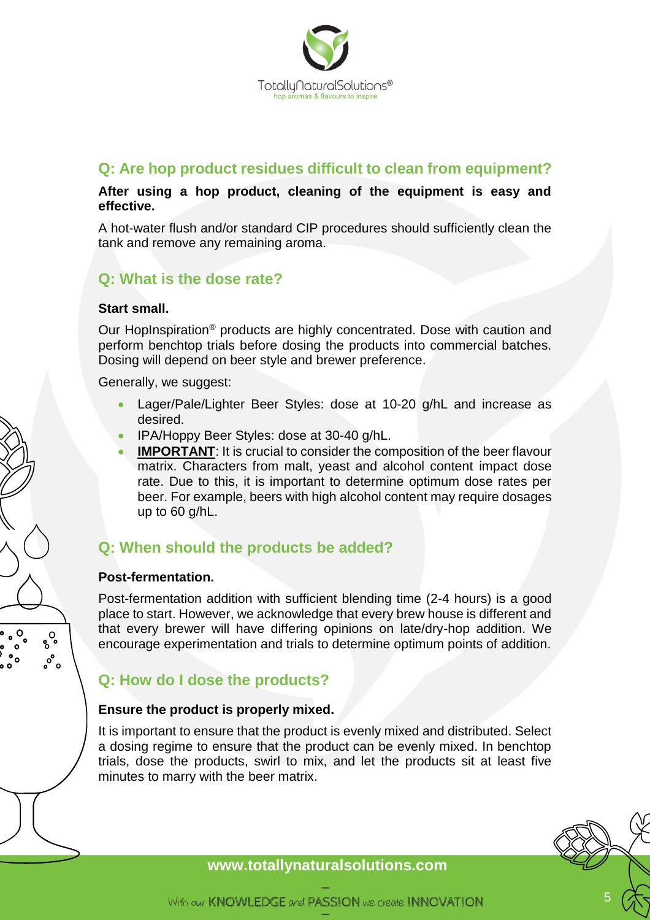## Q: Are hop product residues difficult to clean from equipment?

**After using a hop product, cleaning of the equipment is easy and effective.**

A hot-water flush and/or standard CIP procedures should sufficiently clean the tank and remove any remaining aroma.

## Q: What is the dose rate?

**Start small.**

Our HopInspiration® products are highly concentrated. Dose with caution and perform benchtop trials before dosing the products into commercial batches. Dosing will depend on beer style and brewer preference.

Generally, we suggest:

- Lager/Pale/Lighter Beer Styles: dose at 10-20 g/hL and increase as desired.
- IPA/Hoppy Beer Styles: dose at 30-40 g/hL.
- **IMPORTANT**: It is crucial to consider the composition of the beer flavour matrix. Characters from malt, yeast and alcohol content impact dose rate. Due to this, it is important to determine optimum dose rates per beer. For example, beers with high alcohol content may require dosages up to 60 g/hL.

## Q: When should the products be added?

**Post-fermentation.**

Post-fermentation addition with sufficient blending time (2-4 hours) is a good place to start. However, we acknowledge that every brew house is different and that every brewer will have differing opinions on late/dry-hop addition. We encourage experimentation and trials to determine optimum points of addition.

## Q: How do I dose the products?

**Ensure the product is properly mixed.**

It is important to ensure that the product is evenly mixed and distributed. Select a dosing regime to ensure that the product can be evenly mixed. In benchtop trials, dose the products, swirl to mix, and let the products sit at least five minutes to marry with the beer matrix.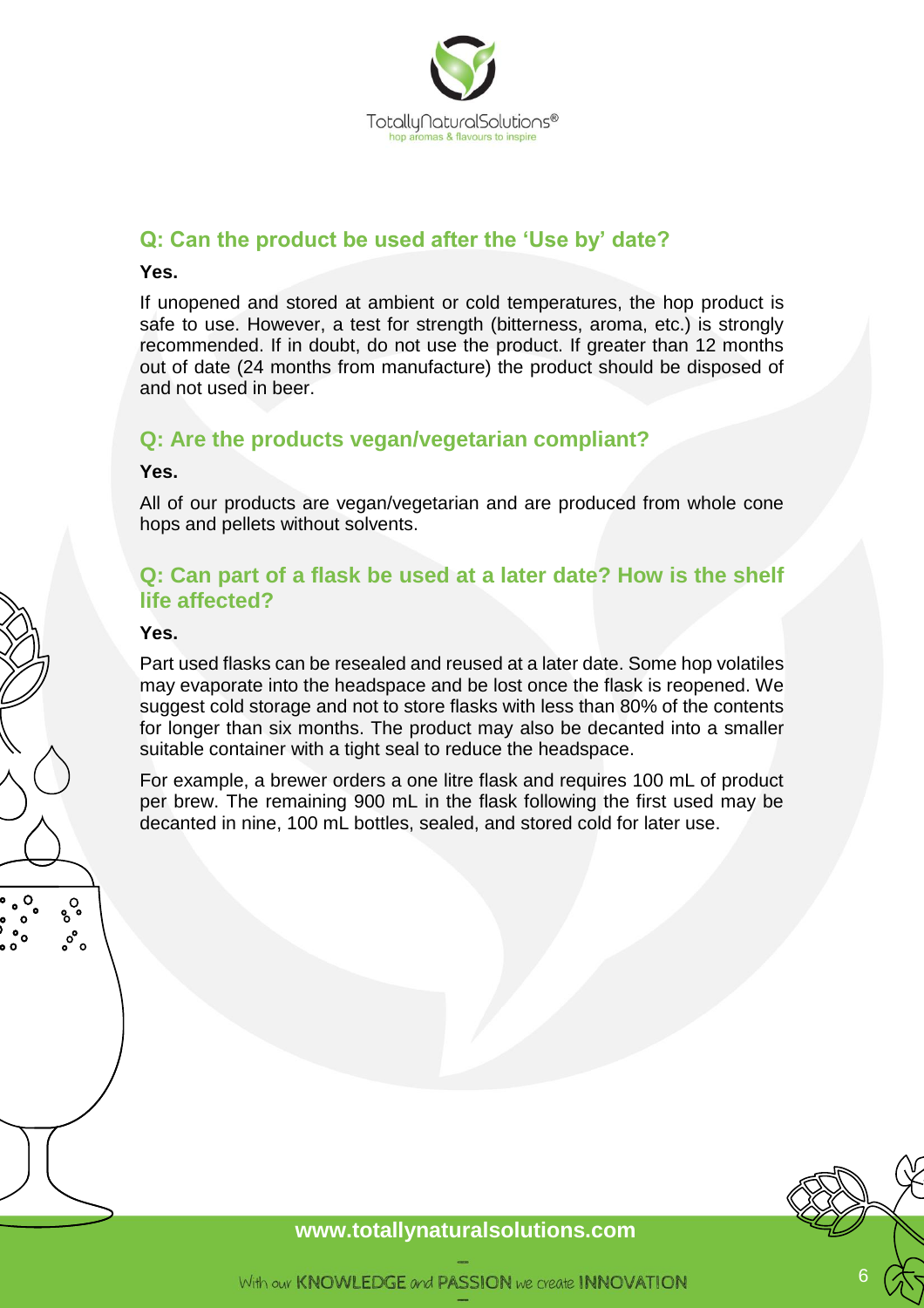## Q: Can the product be used after the 'Use by' date?

**Yes.**

If unopened and stored at ambient or cold temperatures, the hop product is safe to use. However, a test for strength (bitterness, aroma, etc.) is strongly recommended. If in doubt, do not use the product. If greater than 12 months out of date (24 months from manufacture) the product should be disposed of and not used in beer.

## Q: Are the products vegan/vegetarian compliant?

**Yes.**

All of our products are vegan/vegetarian and are produced from whole cone hops and pellets without solvents.

## Q: Can part of a flask be used at a later date? How is the shelf life affected?

**Yes.**

Part used flasks can be resealed and reused at a later date. Some hop volatiles may evaporate into the headspace and be lost once the flask is reopened. We suggest cold storage and not to store flasks with less than 80% of the contents for longer than six months. The product may also be decanted into a smaller suitable container with a tight seal to reduce the headspace.

For example, a brewer orders a one litre flask and requires 100 mL of product per brew. The remaining 900 mL in the flask following the first used may be decanted in nine, 100 mL bottles, sealed, and stored cold for later use.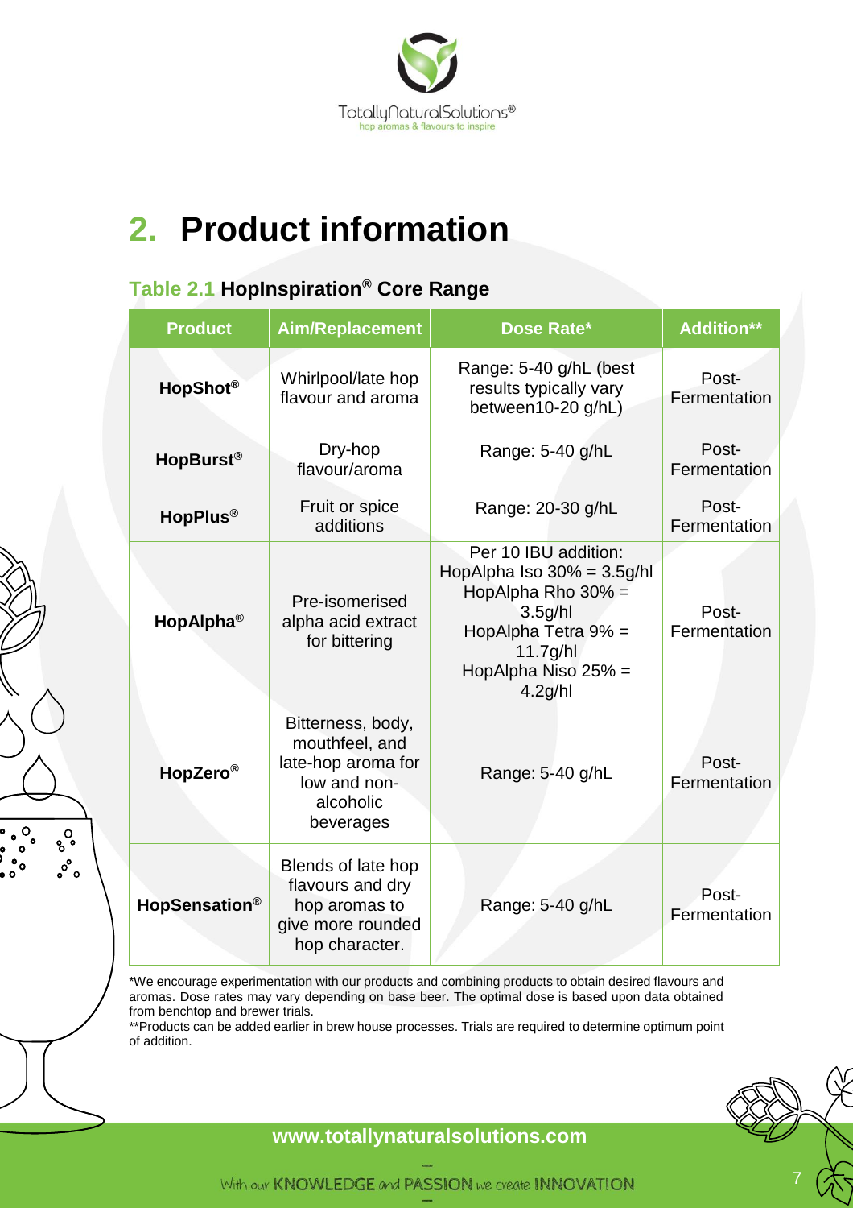## 2. Product information

### Table 2.1 HopInspiration® Core Range

| Product | Aim/Replacement | Dose Rate* | Addition** |
|---|---|---|---|
| **HopShot®** | Whirlpool/late hop flavour and aroma | Range: 5-40 g/hL (best results typically vary between10-20 g/hL) | Post-Fermentation |
| **HopBurst®** | Dry-hop flavour/aroma | Range: 5-40 g/hL | Post-Fermentation |
| **HopPlus®** | Fruit or spice additions | Range: 20-30 g/hL | Post-Fermentation |
| **HopAlpha®** | Pre-isomerised alpha acid extract for bittering | Per 10 IBU addition: HopAlpha Iso 30% = 3.5g/hl HopAlpha Rho 30% = 3.5g/hl HopAlpha Tetra 9% = 11.7g/hl HopAlpha Niso 25% = 4.2g/hl | Post-Fermentation |
| **HopZero®** | Bitterness, body, mouthfeel, and late-hop aroma for low and non-alcoholic beverages | Range: 5-40 g/hL | Post-Fermentation |
| **HopSensation®** | Blends of late hop flavours and dry hop aromas to give more rounded hop character. | Range: 5-40 g/hL | Post-Fermentation |

*We encourage experimentation with our products and combining products to obtain desired flavours and aromas. Dose rates may vary depending on base beer. The optimal dose is based upon data obtained from benchtop and brewer trials.

**Products can be added earlier in brew house processes. Trials are required to determine optimum point of addition.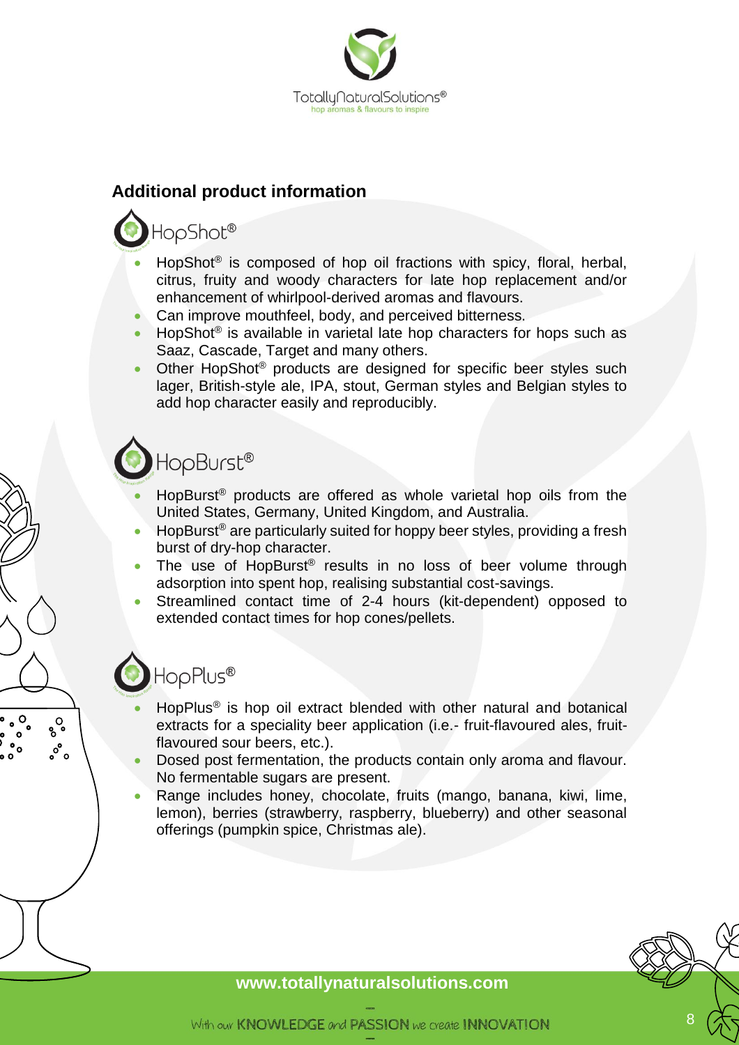## Additional product information

### HopShot®

- HopShot® is composed of hop oil fractions with spicy, floral, herbal, citrus, fruity and woody characters for late hop replacement and/or enhancement of whirlpool-derived aromas and flavours.
- Can improve mouthfeel, body, and perceived bitterness.
- HopShot® is available in varietal late hop characters for hops such as Saaz, Cascade, Target and many others.
- Other HopShot® products are designed for specific beer styles such lager, British-style ale, IPA, stout, German styles and Belgian styles to add hop character easily and reproducibly.

### HopBurst®

- HopBurst® products are offered as whole varietal hop oils from the United States, Germany, United Kingdom, and Australia.
- HopBurst® are particularly suited for hoppy beer styles, providing a fresh burst of dry-hop character.
- The use of HopBurst® results in no loss of beer volume through adsorption into spent hop, realising substantial cost-savings.
- Streamlined contact time of 2-4 hours (kit-dependent) opposed to extended contact times for hop cones/pellets.

### HopPlus®

- HopPlus® is hop oil extract blended with other natural and botanical extracts for a speciality beer application (i.e.- fruit-flavoured ales, fruit-flavoured sour beers, etc.).
- Dosed post fermentation, the products contain only aroma and flavour. No fermentable sugars are present.
- Range includes honey, chocolate, fruits (mango, banana, kiwi, lime, lemon), berries (strawberry, raspberry, blueberry) and other seasonal offerings (pumpkin spice, Christmas ale).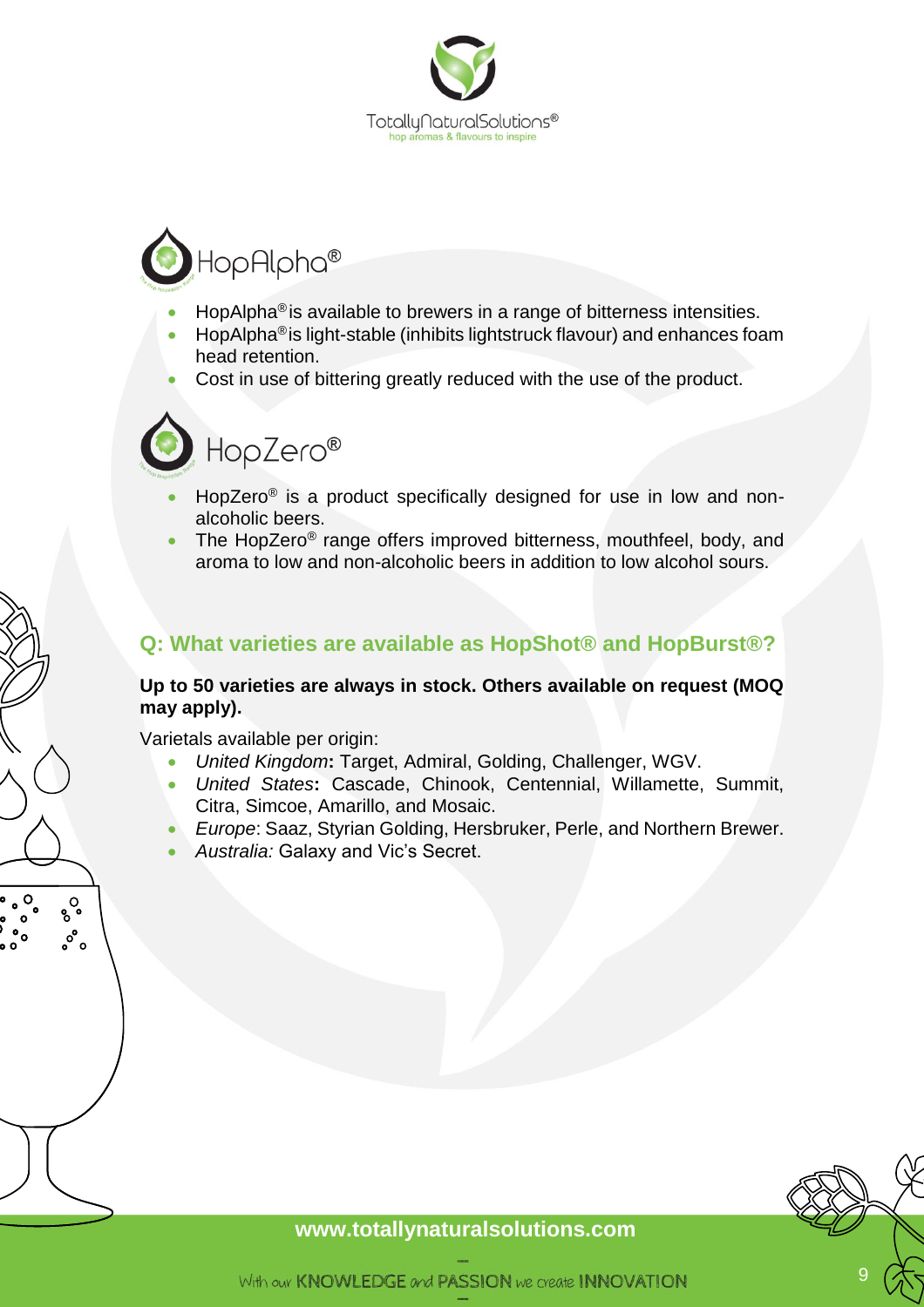## HopAlpha®

- HopAlpha® is available to brewers in a range of bitterness intensities.
- HopAlpha® is light-stable (inhibits lightstruck flavour) and enhances foam head retention.
- Cost in use of bittering greatly reduced with the use of the product.

## HopZero®

- HopZero® is a product specifically designed for use in low and non-alcoholic beers.
- The HopZero® range offers improved bitterness, mouthfeel, body, and aroma to low and non-alcoholic beers in addition to low alcohol sours.

## Q: What varieties are available as HopShot® and HopBurst®?

**Up to 50 varieties are always in stock. Others available on request (MOQ may apply).**

Varietals available per origin:

- *United Kingdom***:** Target, Admiral, Golding, Challenger, WGV.
- *United States***:** Cascade, Chinook, Centennial, Willamette, Summit, Citra, Simcoe, Amarillo, and Mosaic.
- *Europe*: Saaz, Styrian Golding, Hersbruker, Perle, and Northern Brewer.
- *Australia:* Galaxy and Vic's Secret.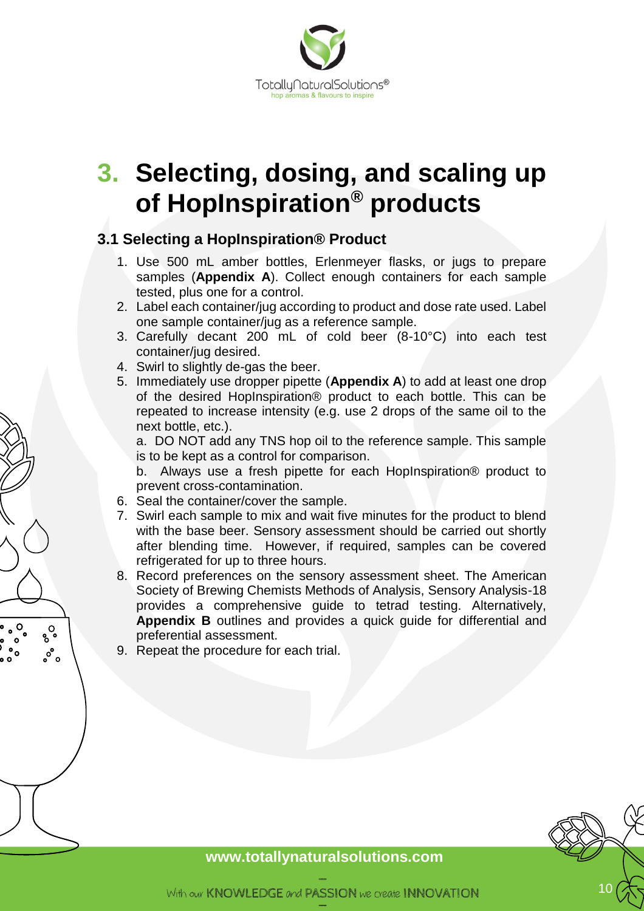# 3. Selecting, dosing, and scaling up of HopInspiration® products

## 3.1 Selecting a HopInspiration® Product

1. Use 500 mL amber bottles, Erlenmeyer flasks, or jugs to prepare samples (**Appendix A**). Collect enough containers for each sample tested, plus one for a control.
2. Label each container/jug according to product and dose rate used. Label one sample container/jug as a reference sample.
3. Carefully decant 200 mL of cold beer (8-10°C) into each test container/jug desired.
4. Swirl to slightly de-gas the beer.
5. Immediately use dropper pipette (**Appendix A**) to add at least one drop of the desired HopInspiration® product to each bottle. This can be repeated to increase intensity (e.g. use 2 drops of the same oil to the next bottle, etc.).

   a. DO NOT add any TNS hop oil to the reference sample. This sample is to be kept as a control for comparison.

   b. Always use a fresh pipette for each HopInspiration® product to prevent cross-contamination.
6. Seal the container/cover the sample.
7. Swirl each sample to mix and wait five minutes for the product to blend with the base beer. Sensory assessment should be carried out shortly after blending time. However, if required, samples can be covered refrigerated for up to three hours.
8. Record preferences on the sensory assessment sheet. The American Society of Brewing Chemists Methods of Analysis, Sensory Analysis-18 provides a comprehensive guide to tetrad testing. Alternatively, **Appendix B** outlines and provides a quick guide for differential and preferential assessment.
9. Repeat the procedure for each trial.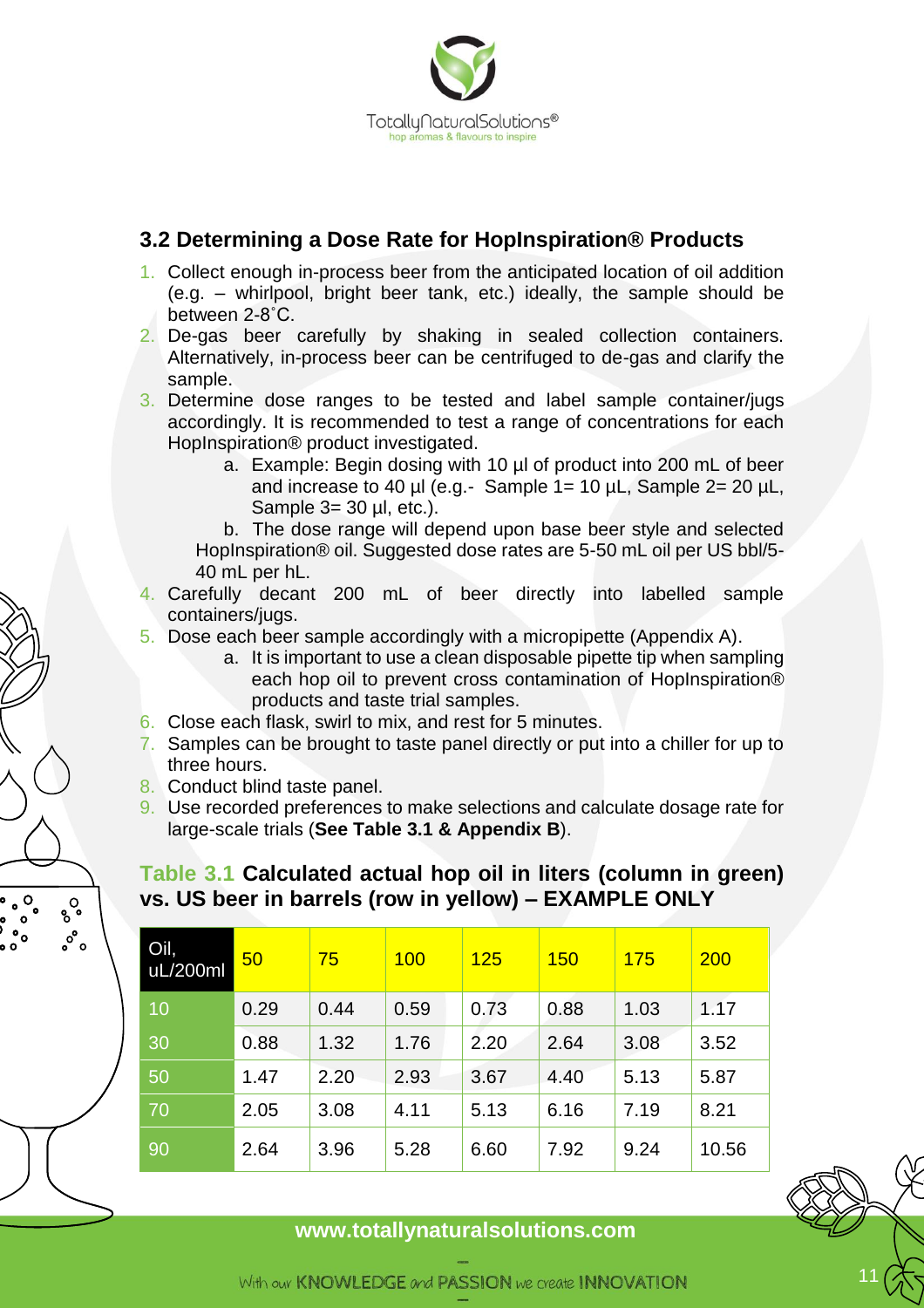## 3.2 Determining a Dose Rate for HopInspiration® Products

1. Collect enough in-process beer from the anticipated location of oil addition (e.g. – whirlpool, bright beer tank, etc.) ideally, the sample should be between 2-8˚C.
2. De-gas beer carefully by shaking in sealed collection containers. Alternatively, in-process beer can be centrifuged to de-gas and clarify the sample.
3. Determine dose ranges to be tested and label sample container/jugs accordingly. It is recommended to test a range of concentrations for each HopInspiration® product investigated.
   a. Example: Begin dosing with 10 µl of product into 200 mL of beer and increase to 40 µl (e.g.- Sample 1= 10 µL, Sample 2= 20 µL, Sample 3= 30 µl, etc.).
   b. The dose range will depend upon base beer style and selected HopInspiration® oil. Suggested dose rates are 5-50 mL oil per US bbl/5-40 mL per hL.
4. Carefully decant 200 mL of beer directly into labelled sample containers/jugs.
5. Dose each beer sample accordingly with a micropipette (Appendix A).
   a. It is important to use a clean disposable pipette tip when sampling each hop oil to prevent cross contamination of HopInspiration® products and taste trial samples.
6. Close each flask, swirl to mix, and rest for 5 minutes.
7. Samples can be brought to taste panel directly or put into a chiller for up to three hours.
8. Conduct blind taste panel.
9. Use recorded preferences to make selections and calculate dosage rate for large-scale trials (**See Table 3.1 & Appendix B**).

**Table 3.1 Calculated actual hop oil in liters (column in green) vs. US beer in barrels (row in yellow) – EXAMPLE ONLY**

| Oil, uL/200ml | 50 | 75 | 100 | 125 | 150 | 175 | 200 |
|---|---|---|---|---|---|---|---|
| 10 | 0.29 | 0.44 | 0.59 | 0.73 | 0.88 | 1.03 | 1.17 |
| 30 | 0.88 | 1.32 | 1.76 | 2.20 | 2.64 | 3.08 | 3.52 |
| 50 | 1.47 | 2.20 | 2.93 | 3.67 | 4.40 | 5.13 | 5.87 |
| 70 | 2.05 | 3.08 | 4.11 | 5.13 | 6.16 | 7.19 | 8.21 |
| 90 | 2.64 | 3.96 | 5.28 | 6.60 | 7.92 | 9.24 | 10.56 |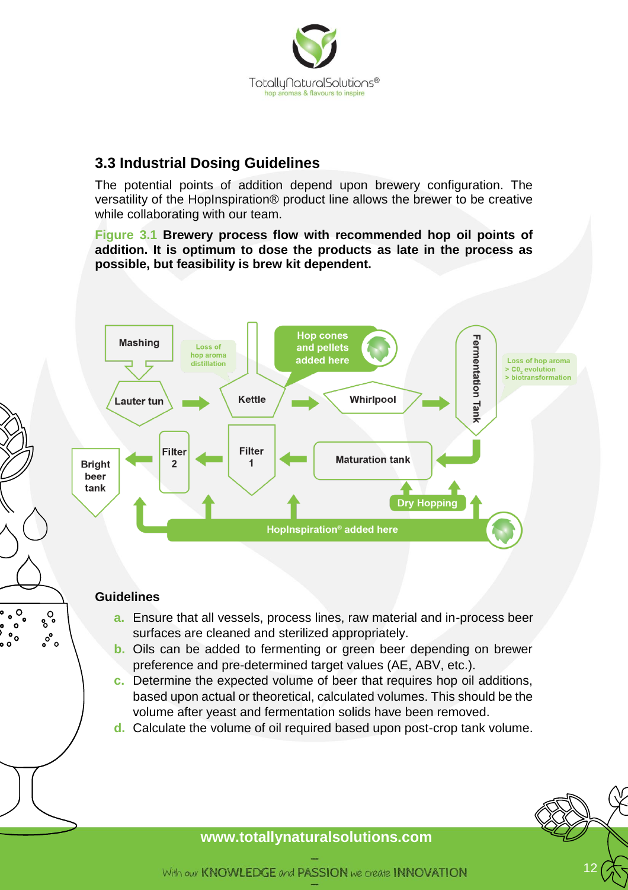## 3.3 Industrial Dosing Guidelines

The potential points of addition depend upon brewery configuration. The versatility of the HopInspiration® product line allows the brewer to be creative while collaborating with our team.

**Figure 3.1 Brewery process flow with recommended hop oil points of addition. It is optimum to dose the products as late in the process as possible, but feasibility is brew kit dependent.**

Mashing → Lauter tun → Kettle → Whirlpool → Fermentation Tank → Maturation tank → Filter 1 → Filter 2 → Bright beer tank

Loss of hop aroma distillation

Hop cones and pellets added here

Loss of hop aroma
> $CO_2$ evolution
> biotransformation

Dry Hopping

HopInspiration® added here

### Guidelines

a. Ensure that all vessels, process lines, raw material and in-process beer surfaces are cleaned and sterilized appropriately.

b. Oils can be added to fermenting or green beer depending on brewer preference and pre-determined target values (AE, ABV, etc.).

c. Determine the expected volume of beer that requires hop oil additions, based upon actual or theoretical, calculated volumes. This should be the volume after yeast and fermentation solids have been removed.

d. Calculate the volume of oil required based upon post-crop tank volume.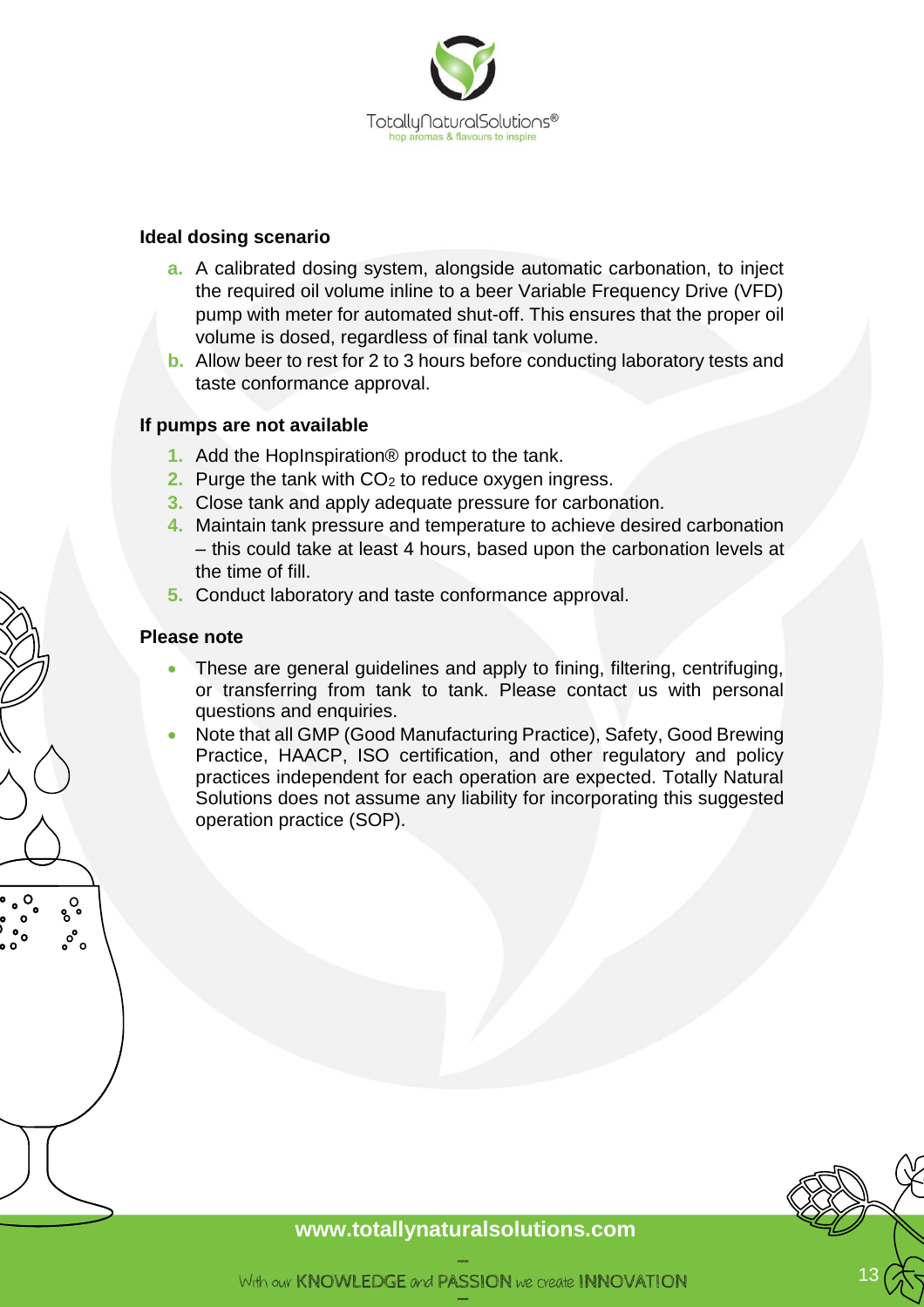### Ideal dosing scenario

a. A calibrated dosing system, alongside automatic carbonation, to inject the required oil volume inline to a beer Variable Frequency Drive (VFD) pump with meter for automated shut-off. This ensures that the proper oil volume is dosed, regardless of final tank volume.
b. Allow beer to rest for 2 to 3 hours before conducting laboratory tests and taste conformance approval.

### If pumps are not available

1. Add the HopInspiration® product to the tank.
2. Purge the tank with $CO_2$ to reduce oxygen ingress.
3. Close tank and apply adequate pressure for carbonation.
4. Maintain tank pressure and temperature to achieve desired carbonation – this could take at least 4 hours, based upon the carbonation levels at the time of fill.
5. Conduct laboratory and taste conformance approval.

### Please note

- These are general guidelines and apply to fining, filtering, centrifuging, or transferring from tank to tank. Please contact us with personal questions and enquiries.
- Note that all GMP (Good Manufacturing Practice), Safety, Good Brewing Practice, HAACP, ISO certification, and other regulatory and policy practices independent for each operation are expected. Totally Natural Solutions does not assume any liability for incorporating this suggested operation practice (SOP).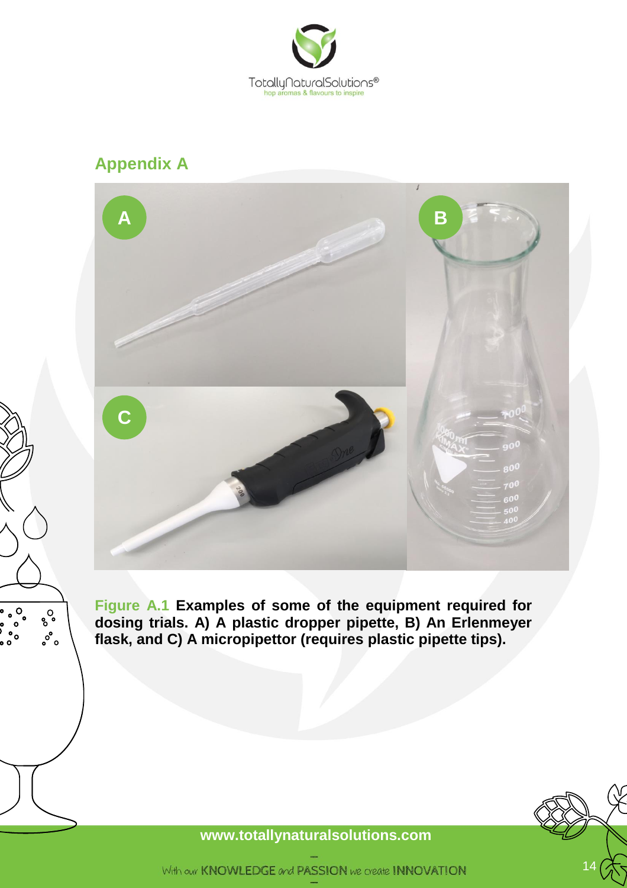## Appendix A

**Figure A.1 Examples of some of the equipment required for dosing trials. A) A plastic dropper pipette, B) An Erlenmeyer flask, and C) A micropipettor (requires plastic pipette tips).**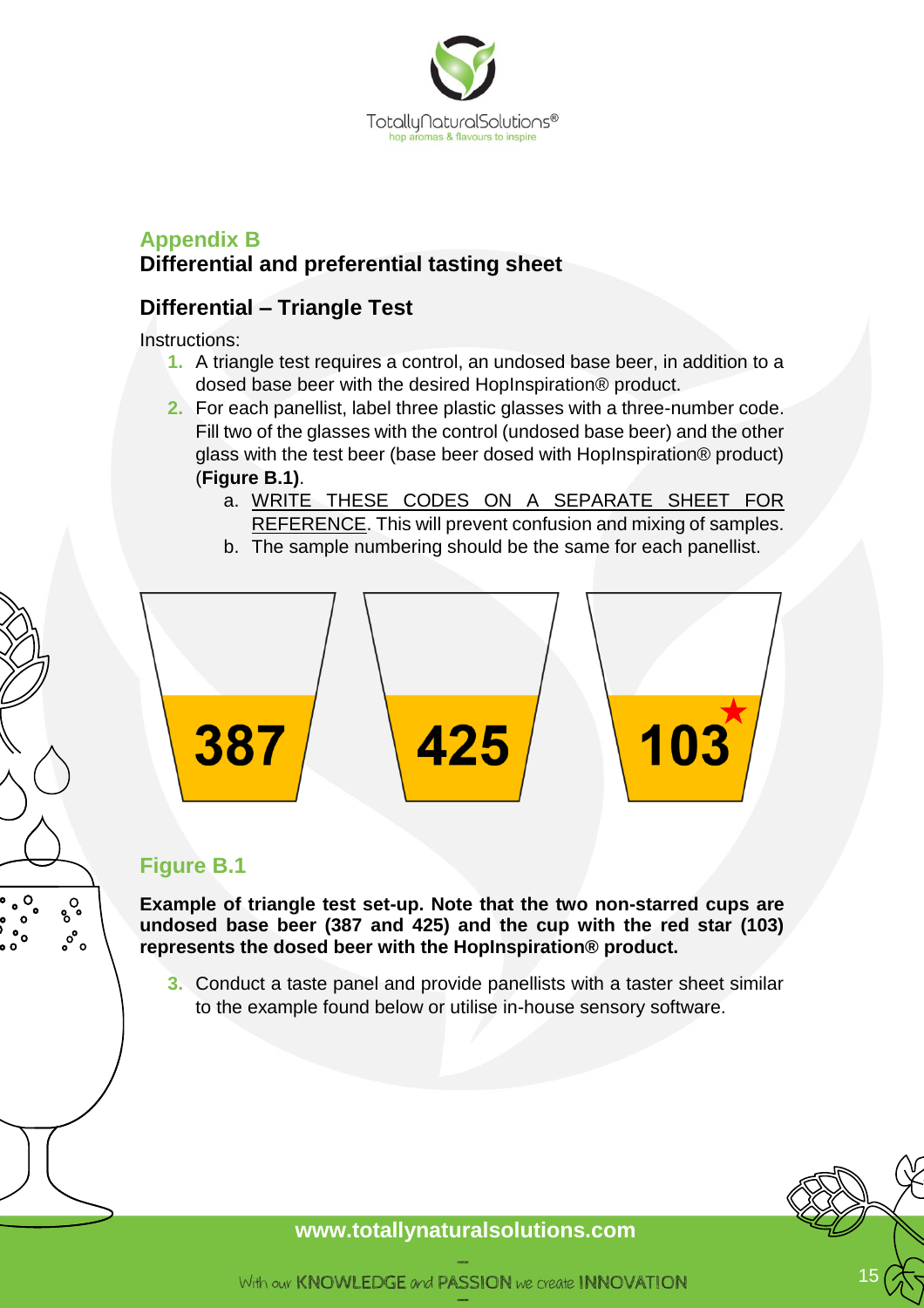## Appendix B

### Differential and preferential tasting sheet

### Differential – Triangle Test

Instructions:

1. A triangle test requires a control, an undosed base beer, in addition to a dosed base beer with the desired HopInspiration® product.
2. For each panellist, label three plastic glasses with a three-number code. Fill two of the glasses with the control (undosed base beer) and the other glass with the test beer (base beer dosed with HopInspiration® product) (**Figure B.1**).
   a. WRITE THESE CODES ON A SEPARATE SHEET FOR REFERENCE. This will prevent confusion and mixing of samples.
   b. The sample numbering should be the same for each panellist.

387 425 103★

**Figure B.1**

**Example of triangle test set-up. Note that the two non-starred cups are undosed base beer (387 and 425) and the cup with the red star (103) represents the dosed beer with the HopInspiration® product.**

3. Conduct a taste panel and provide panellists with a taster sheet similar to the example found below or utilise in-house sensory software.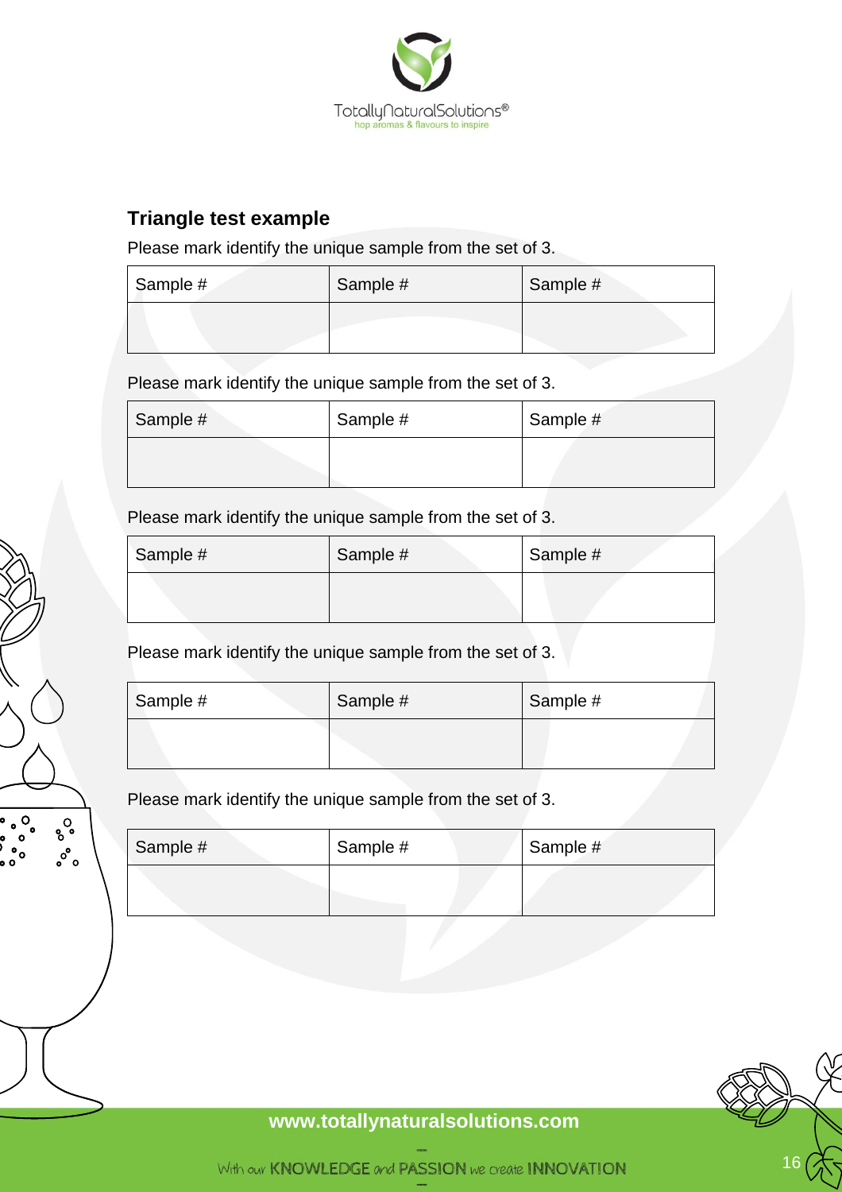## Triangle test example

Please mark identify the unique sample from the set of 3.

| Sample # | Sample # | Sample # |
|---|---|---|
| | | |

Please mark identify the unique sample from the set of 3.

| Sample # | Sample # | Sample # |
|---|---|---|
| | | |

Please mark identify the unique sample from the set of 3.

| Sample # | Sample # | Sample # |
|---|---|---|
| | | |

Please mark identify the unique sample from the set of 3.

| Sample # | Sample # | Sample # |
|---|---|---|
| | | |

Please mark identify the unique sample from the set of 3.

| Sample # | Sample # | Sample # |
|---|---|---|
| | | |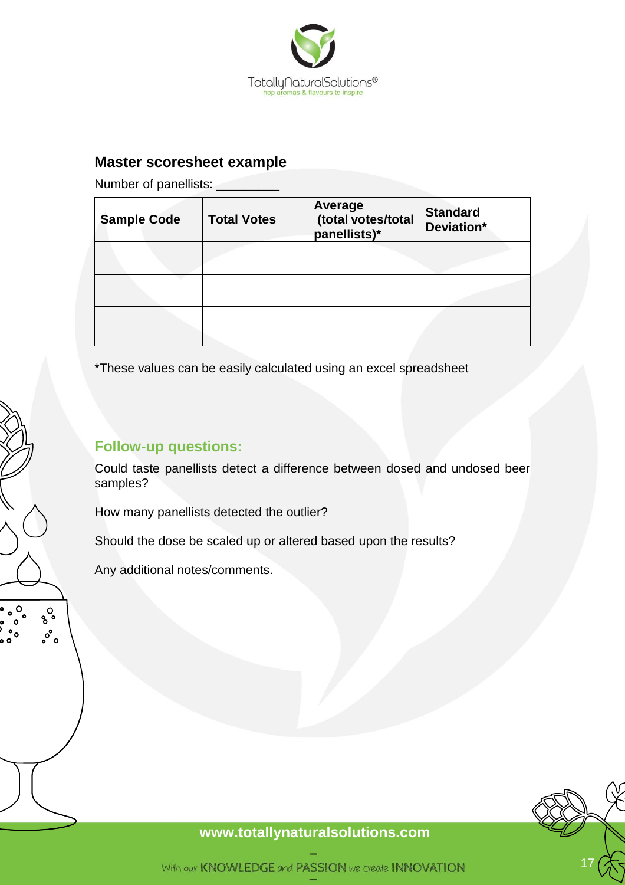## Master scoresheet example

Number of panellists: _________

| Sample Code | Total Votes | Average (total votes/total panellists)* | Standard Deviation* |
|---|---|---|---|
| | | | |
| | | | |
| | | | |

*These values can be easily calculated using an excel spreadsheet

### Follow-up questions:

Could taste panellists detect a difference between dosed and undosed beer samples?

How many panellists detected the outlier?

Should the dose be scaled up or altered based upon the results?

Any additional notes/comments.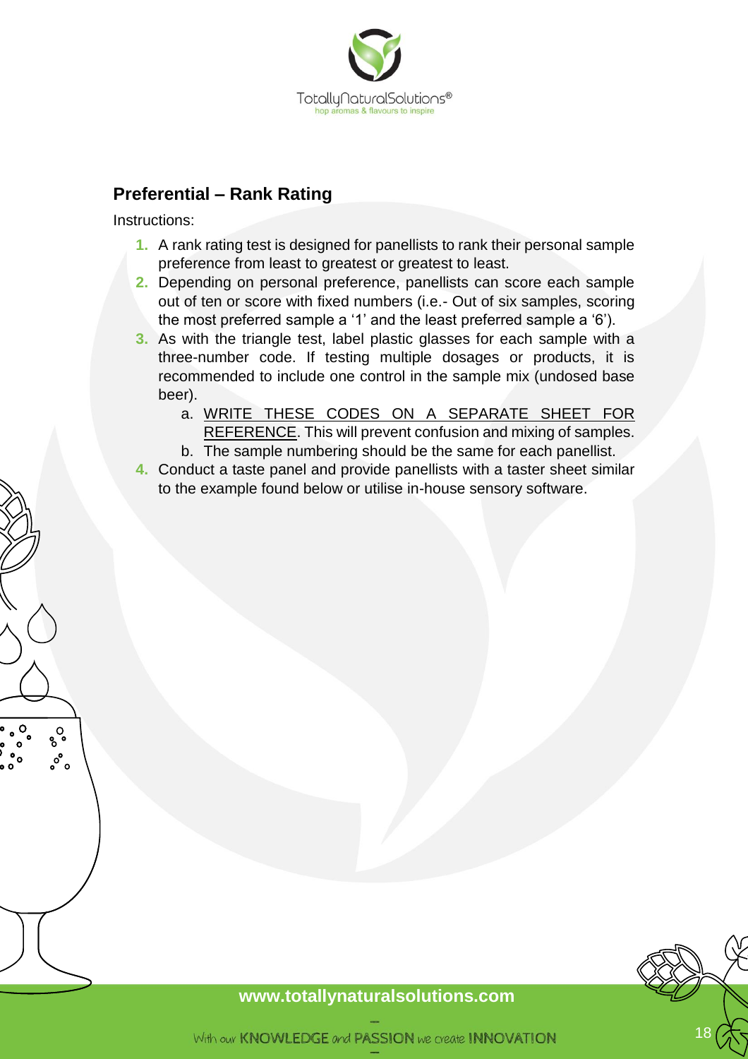## Preferential – Rank Rating

Instructions:

1. A rank rating test is designed for panellists to rank their personal sample preference from least to greatest or greatest to least.
2. Depending on personal preference, panellists can score each sample out of ten or score with fixed numbers (i.e.- Out of six samples, scoring the most preferred sample a '1' and the least preferred sample a '6').
3. As with the triangle test, label plastic glasses for each sample with a three-number code. If testing multiple dosages or products, it is recommended to include one control in the sample mix (undosed base beer).
    a. <u>WRITE THESE CODES ON A SEPARATE SHEET FOR REFERENCE</u>. This will prevent confusion and mixing of samples.
    b. The sample numbering should be the same for each panellist.
4. Conduct a taste panel and provide panellists with a taster sheet similar to the example found below or utilise in-house sensory software.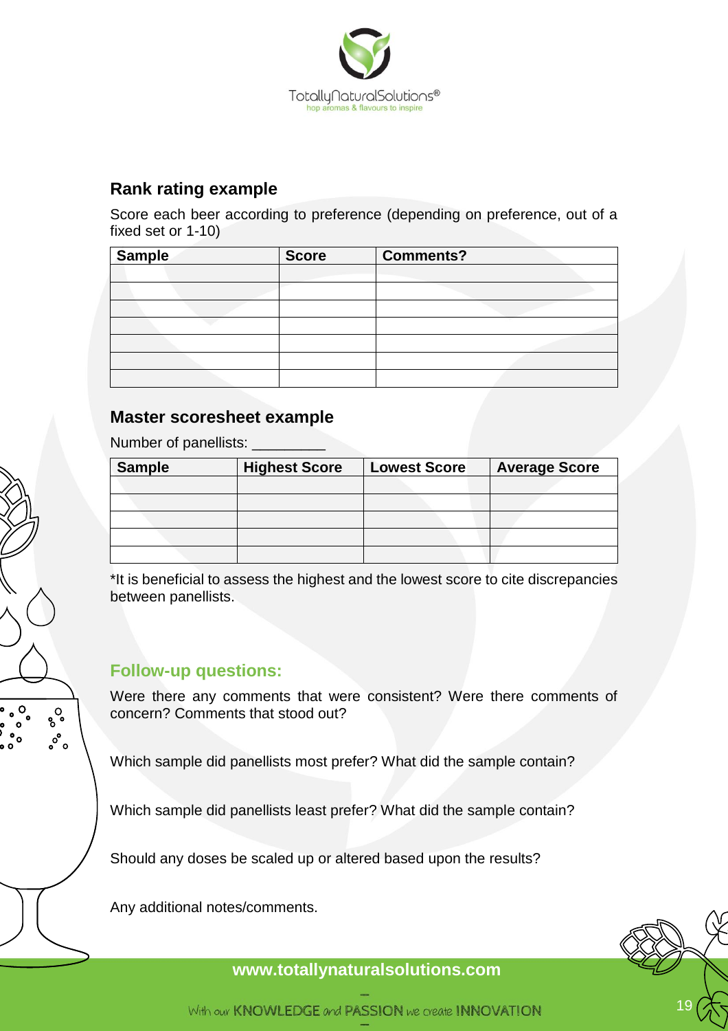## Rank rating example

Score each beer according to preference (depending on preference, out of a fixed set or 1-10)

| Sample | Score | Comments? |
|---|---|---|
| | | |
| | | |
| | | |
| | | |
| | | |
| | | |
| | | |

## Master scoresheet example

Number of panellists: _________

| Sample | Highest Score | Lowest Score | Average Score |
|---|---|---|---|
| | | | |
| | | | |
| | | | |
| | | | |
| | | | |

*It is beneficial to assess the highest and the lowest score to cite discrepancies between panellists.

## Follow-up questions:

Were there any comments that were consistent? Were there comments of concern? Comments that stood out?

Which sample did panellists most prefer? What did the sample contain?

Which sample did panellists least prefer? What did the sample contain?

Should any doses be scaled up or altered based upon the results?

Any additional notes/comments.